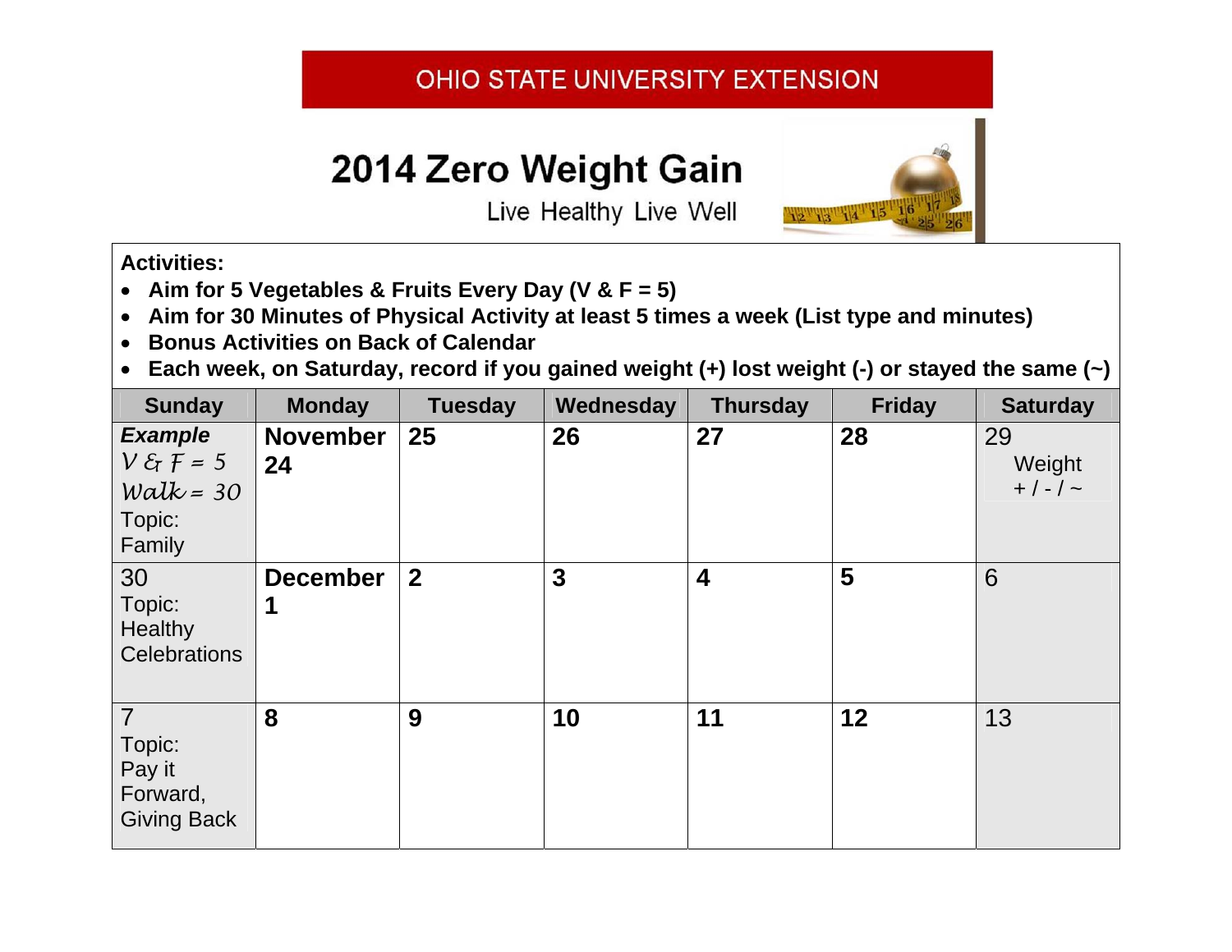OHIO STATE UNIVERSITY EXTENSION

# 2014 Zero Weight Gain

Live Healthy Live Well

**Activities:**

- **Aim for 5 Vegetables & Fruits Every Day (V & F = 5)**
- **Aim for 30 Minutes of Physical Activity at least 5 times a week (List type and minutes)**
- **Bonus Activities on Back of Calendar**
- **Each week, on Saturday, record if you gained weight (+) lost weight (-) or stayed the same (~)**

| Sunday | Monday | Tuesday | Wednesday | Thursday | Friday | Saturday |
|---|---|---|---|---|---|---|
| ***Example*** *V & F = 5* *Walk = 30* Topic: Family | **November 24** | **25** | **26** | **27** | **28** | 29 Weight + / - / ~ |
| 30 Topic: Healthy Celebrations | **December 1** | **2** | **3** | **4** | **5** | 6 |
| 7 Topic: Pay it Forward, Giving Back | **8** | **9** | **10** | **11** | **12** | 13 |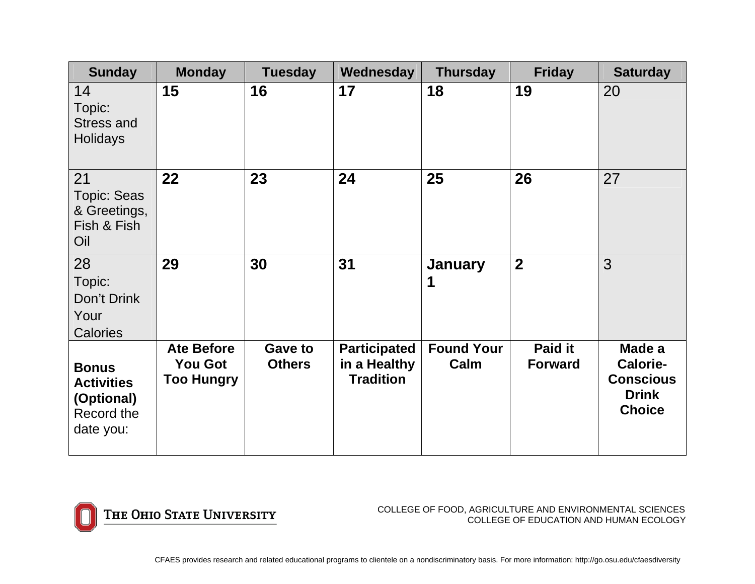| Sunday | Monday | Tuesday | Wednesday | Thursday | Friday | Saturday |
|---|---|---|---|---|---|---|
| 14 Topic: Stress and Holidays | **15** | **16** | **17** | **18** | **19** | 20 |
| 21 Topic: Seas & Greetings, Fish & Fish Oil | **22** | **23** | **24** | **25** | **26** | 27 |
| 28 Topic: Don't Drink Your Calories | **29** | **30** | **31** | **January 1** | **2** | 3 |
| **Bonus Activities (Optional)** Record the date you: | **Ate Before You Got Too Hungry** | **Gave to Others** | **Participated in a Healthy Tradition** | **Found Your Calm** | **Paid it Forward** | **Made a Calorie-Conscious Drink Choice** |

THE OHIO STATE UNIVERSITY

COLLEGE OF FOOD, AGRICULTURE AND ENVIRONMENTAL SCIENCES
COLLEGE OF EDUCATION AND HUMAN ECOLOGY

CFAES provides research and related educational programs to clientele on a nondiscriminatory basis. For more information: http://go.osu.edu/cfaesdiversity